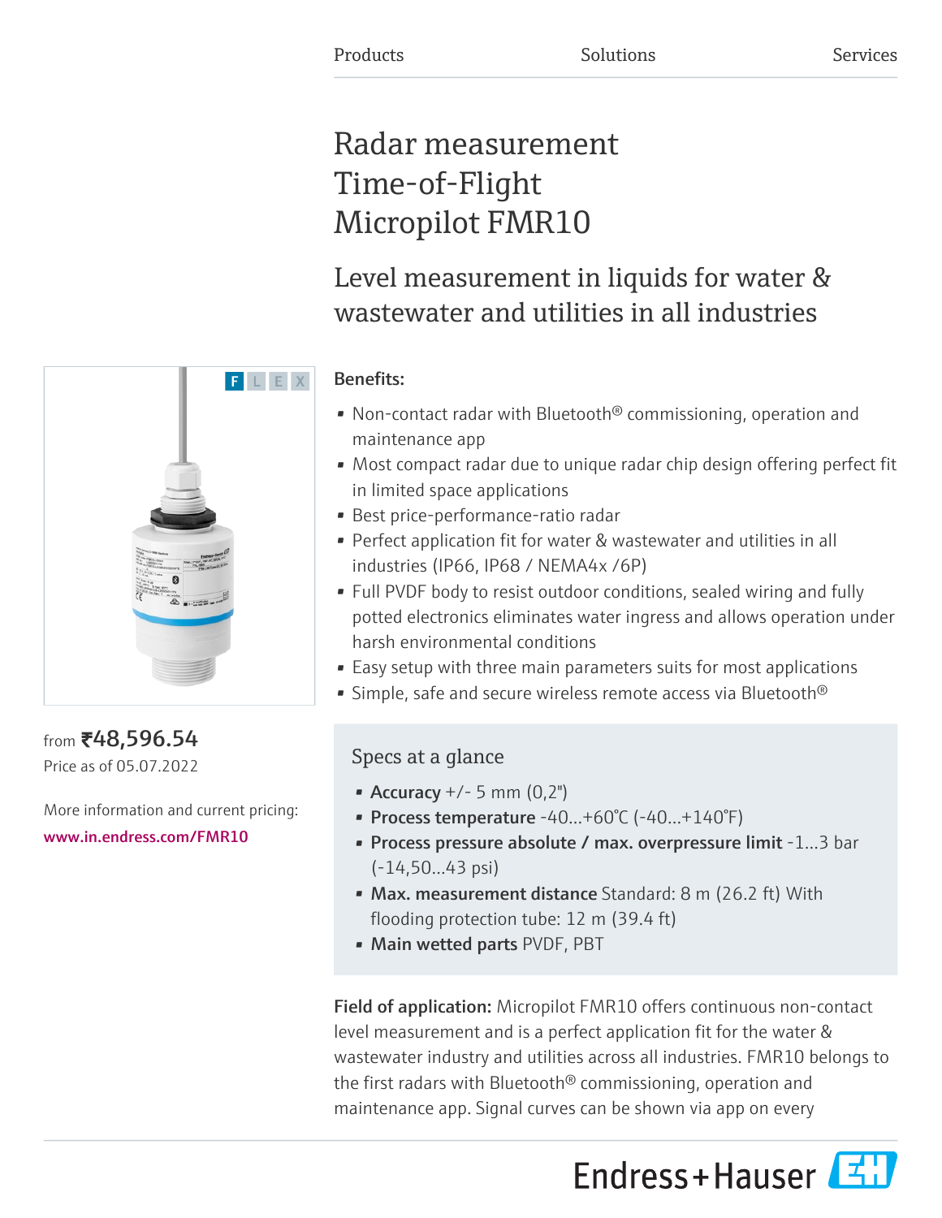Products Solutions Services

# Radar measurement Time-of-Flight Micropilot FMR10

## Level measurement in liquids for water & wastewater and utilities in all industries

F L E X

from ₹48,596.54
Price as of 05.07.2022

More information and current pricing:
www.in.endress.com/FMR10

**Benefits:**

- Non-contact radar with Bluetooth® commissioning, operation and maintenance app
- Most compact radar due to unique radar chip design offering perfect fit in limited space applications
- Best price-performance-ratio radar
- Perfect application fit for water & wastewater and utilities in all industries (IP66, IP68 / NEMA4x /6P)
- Full PVDF body to resist outdoor conditions, sealed wiring and fully potted electronics eliminates water ingress and allows operation under harsh environmental conditions
- Easy setup with three main parameters suits for most applications
- Simple, safe and secure wireless remote access via Bluetooth®

### Specs at a glance

- **Accuracy** +/- 5 mm (0,2")
- **Process temperature** -40...+60°C (-40...+140°F)
- **Process pressure absolute / max. overpressure limit** -1...3 bar (-14,50...43 psi)
- **Max. measurement distance** Standard: 8 m (26.2 ft) With flooding protection tube: 12 m (39.4 ft)
- **Main wetted parts** PVDF, PBT

**Field of application:** Micropilot FMR10 offers continuous non-contact level measurement and is a perfect application fit for the water & wastewater industry and utilities across all industries. FMR10 belongs to the first radars with Bluetooth® commissioning, operation and maintenance app. Signal curves can be shown via app on every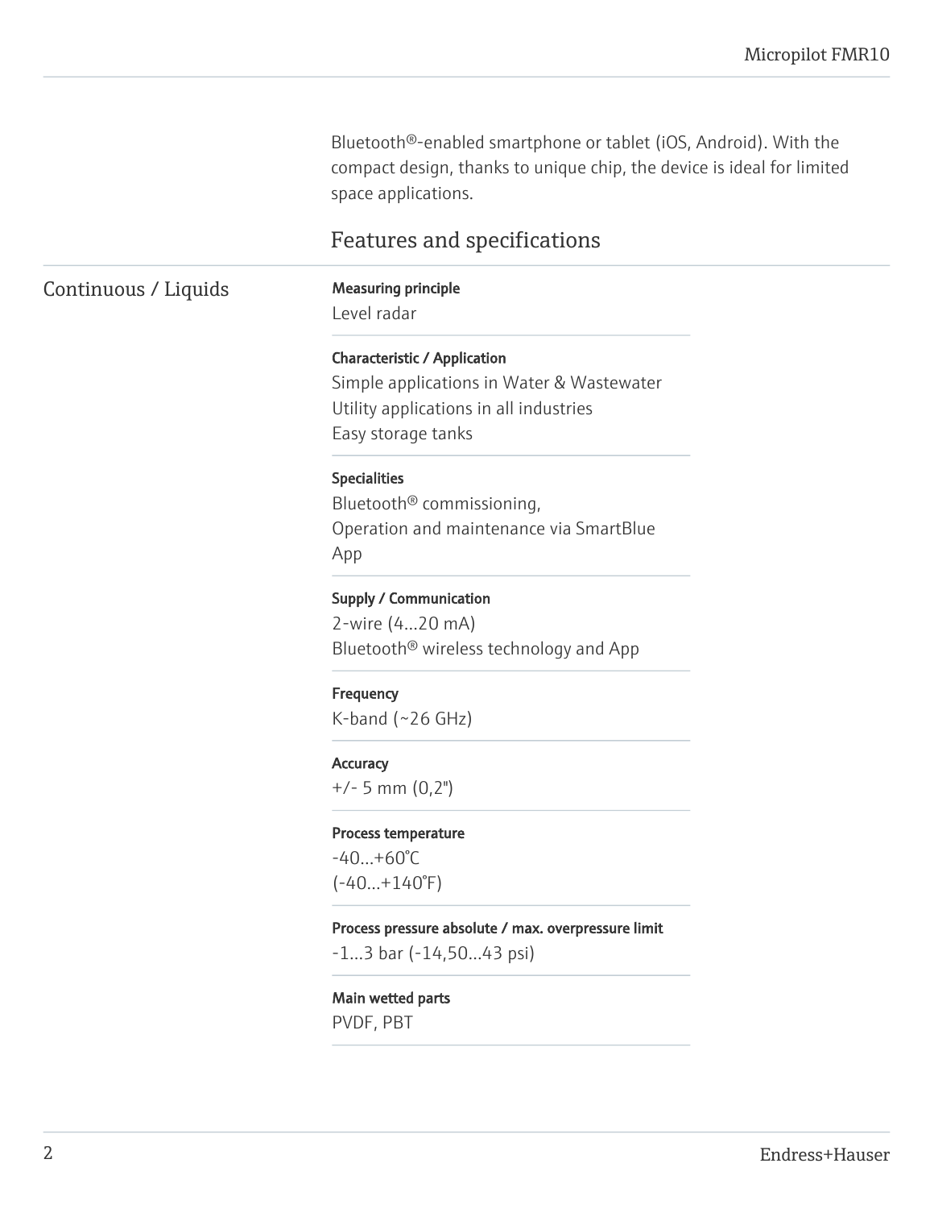Bluetooth®-enabled smartphone or tablet (iOS, Android). With the compact design, thanks to unique chip, the device is ideal for limited space applications.

## Features and specifications

### Continuous / Liquids

**Measuring principle**
Level radar

**Characteristic / Application**
Simple applications in Water & Wastewater
Utility applications in all industries
Easy storage tanks

**Specialities**
Bluetooth® commissioning,
Operation and maintenance via SmartBlue App

**Supply / Communication**
2-wire (4...20 mA)
Bluetooth® wireless technology and App

**Frequency**
K-band (~26 GHz)

**Accuracy**
+/- 5 mm (0,2")

**Process temperature**
-40...+60°C
(-40...+140°F)

**Process pressure absolute / max. overpressure limit**
-1...3 bar (-14,50...43 psi)

**Main wetted parts**
PVDF, PBT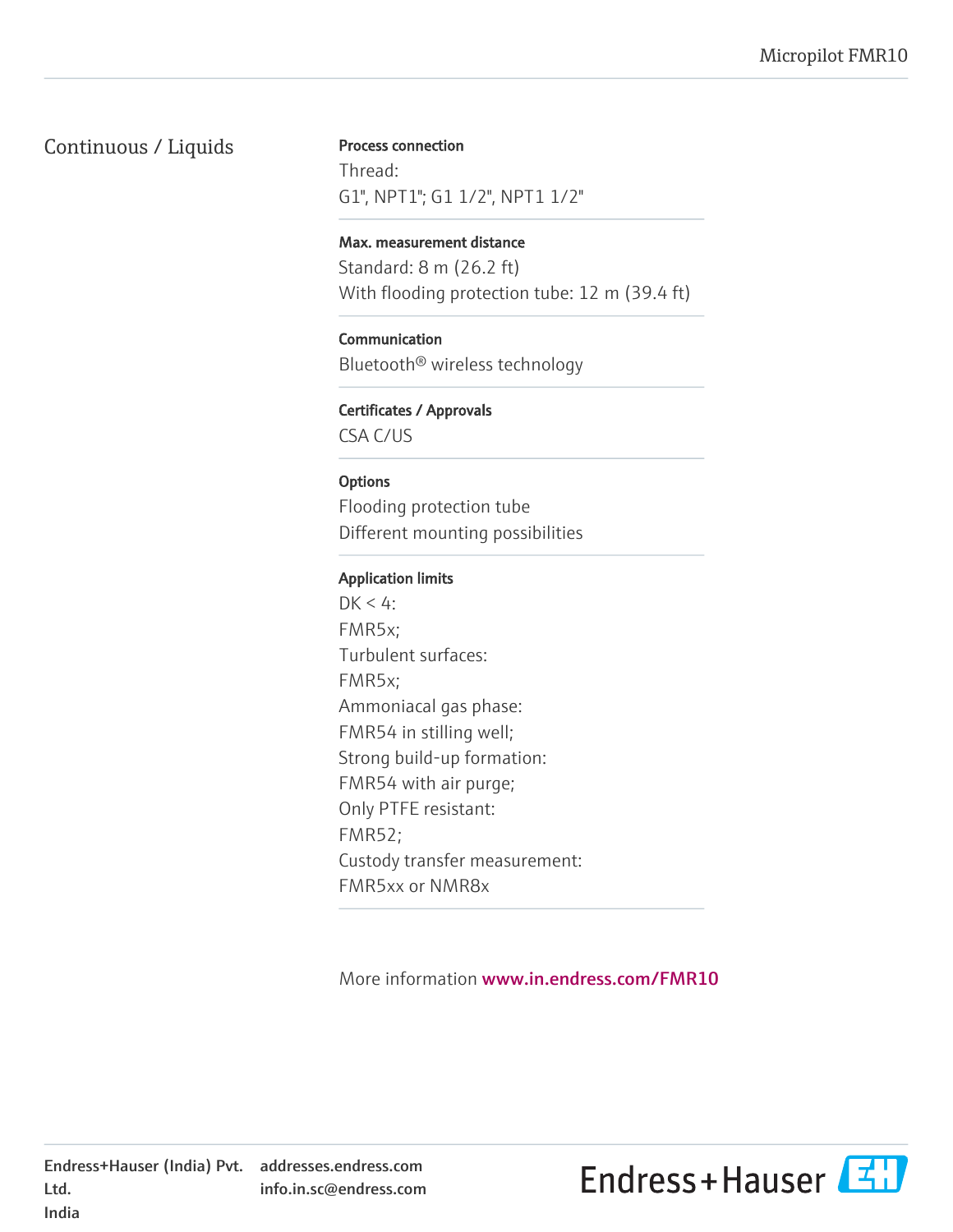## Continuous / Liquids

**Process connection**

Thread:
G1", NPT1"; G1 1/2", NPT1 1/2"

**Max. measurement distance**

Standard: 8 m (26.2 ft)
With flooding protection tube: 12 m (39.4 ft)

**Communication**

Bluetooth® wireless technology

**Certificates / Approvals**

CSA C/US

**Options**

Flooding protection tube
Different mounting possibilities

**Application limits**

DK < 4:
FMR5x;
Turbulent surfaces:
FMR5x;
Ammoniacal gas phase:
FMR54 in stilling well;
Strong build-up formation:
FMR54 with air purge;
Only PTFE resistant:
FMR52;
Custody transfer measurement:
FMR5xx or NMR8x

More information **www.in.endress.com/FMR10**

Endress+Hauser (India) Pvt. Ltd.
India

addresses.endress.com
info.in.sc@endress.com

Endress+Hauser